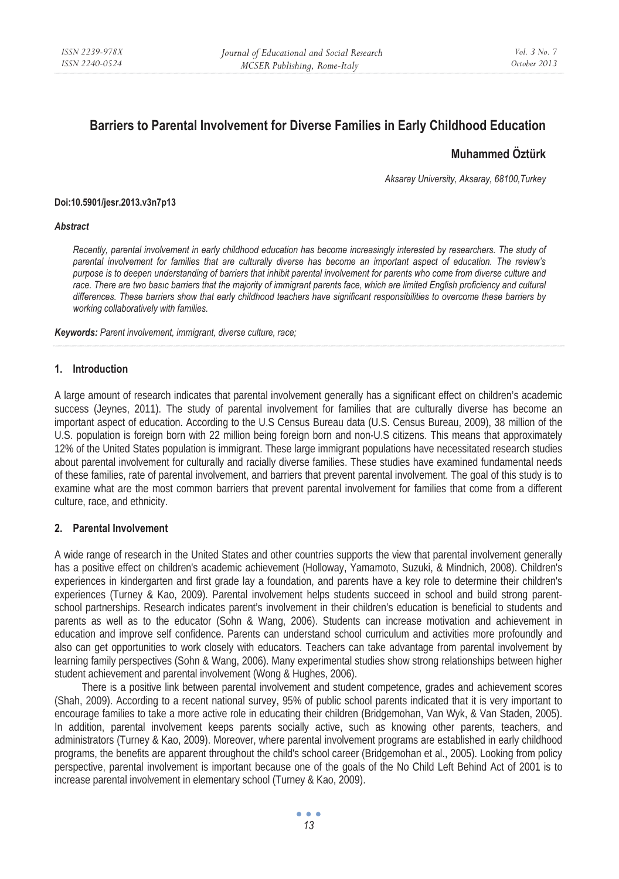# Barriers to Parental Involvement for Diverse Families in Early Childhood Education

**Muhammed Öztürk**

*Aksaray University, Aksaray, 68100,Turkey*

**Doi:10.5901/jesr.2013.v3n7p13**

***Abstract***

*Recently, parental involvement in early childhood education has become increasingly interested by researchers. The study of parental involvement for families that are culturally diverse has become an important aspect of education. The review's purpose is to deepen understanding of barriers that inhibit parental involvement for parents who come from diverse culture and race. There are two basıc barriers that the majority of immigrant parents face, which are limited English proficiency and cultural differences. These barriers show that early childhood teachers have significant responsibilities to overcome these barriers by working collaboratively with families.*

***Keywords:*** *Parent involvement, immigrant, diverse culture, race;*

## 1. Introduction

A large amount of research indicates that parental involvement generally has a significant effect on children's academic success (Jeynes, 2011). The study of parental involvement for families that are culturally diverse has become an important aspect of education. According to the U.S Census Bureau data (U.S. Census Bureau, 2009), 38 million of the U.S. population is foreign born with 22 million being foreign born and non-U.S citizens. This means that approximately 12% of the United States population is immigrant. These large immigrant populations have necessitated research studies about parental involvement for culturally and racially diverse families. These studies have examined fundamental needs of these families, rate of parental involvement, and barriers that prevent parental involvement. The goal of this study is to examine what are the most common barriers that prevent parental involvement for families that come from a different culture, race, and ethnicity.

## 2. Parental Involvement

A wide range of research in the United States and other countries supports the view that parental involvement generally has a positive effect on children's academic achievement (Holloway, Yamamoto, Suzuki, & Mindnich, 2008). Children's experiences in kindergarten and first grade lay a foundation, and parents have a key role to determine their children's experiences (Turney & Kao, 2009). Parental involvement helps students succeed in school and build strong parent-school partnerships. Research indicates parent's involvement in their children's education is beneficial to students and parents as well as to the educator (Sohn & Wang, 2006). Students can increase motivation and achievement in education and improve self confidence. Parents can understand school curriculum and activities more profoundly and also can get opportunities to work closely with educators. Teachers can take advantage from parental involvement by learning family perspectives (Sohn & Wang, 2006). Many experimental studies show strong relationships between higher student achievement and parental involvement (Wong & Hughes, 2006).

There is a positive link between parental involvement and student competence, grades and achievement scores (Shah, 2009). According to a recent national survey, 95% of public school parents indicated that it is very important to encourage families to take a more active role in educating their children (Bridgemohan, Van Wyk, & Van Staden, 2005). In addition, parental involvement keeps parents socially active, such as knowing other parents, teachers, and administrators (Turney & Kao, 2009). Moreover, where parental involvement programs are established in early childhood programs, the benefits are apparent throughout the child's school career (Bridgemohan et al., 2005). Looking from policy perspective, parental involvement is important because one of the goals of the No Child Left Behind Act of 2001 is to increase parental involvement in elementary school (Turney & Kao, 2009).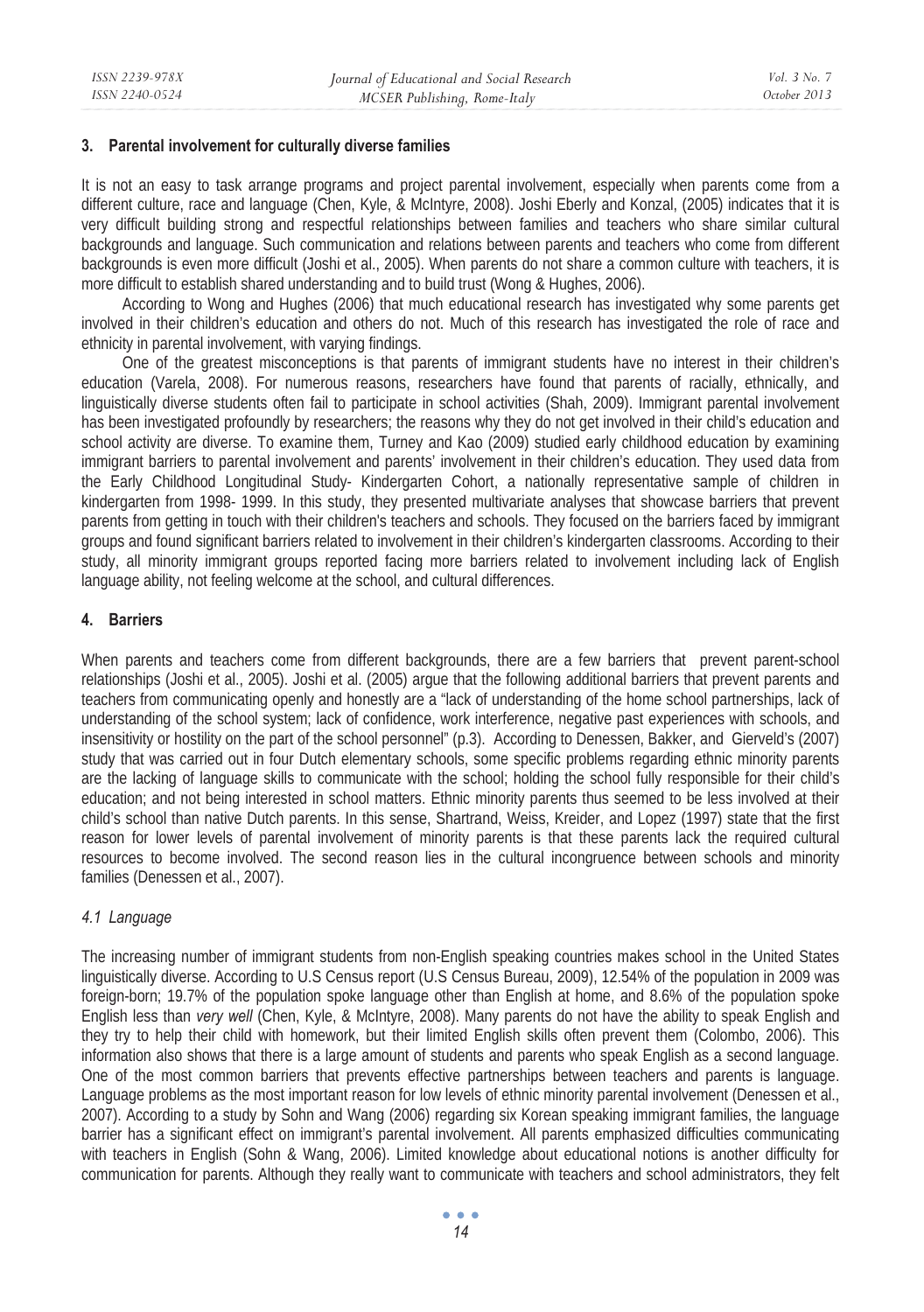## 3. Parental involvement for culturally diverse families

It is not an easy to task arrange programs and project parental involvement, especially when parents come from a different culture, race and language (Chen, Kyle, & McIntyre, 2008). Joshi Eberly and Konzal, (2005) indicates that it is very difficult building strong and respectful relationships between families and teachers who share similar cultural backgrounds and language. Such communication and relations between parents and teachers who come from different backgrounds is even more difficult (Joshi et al., 2005). When parents do not share a common culture with teachers, it is more difficult to establish shared understanding and to build trust (Wong & Hughes, 2006).

According to Wong and Hughes (2006) that much educational research has investigated why some parents get involved in their children's education and others do not. Much of this research has investigated the role of race and ethnicity in parental involvement, with varying findings.

One of the greatest misconceptions is that parents of immigrant students have no interest in their children's education (Varela, 2008). For numerous reasons, researchers have found that parents of racially, ethnically, and linguistically diverse students often fail to participate in school activities (Shah, 2009). Immigrant parental involvement has been investigated profoundly by researchers; the reasons why they do not get involved in their child's education and school activity are diverse. To examine them, Turney and Kao (2009) studied early childhood education by examining immigrant barriers to parental involvement and parents' involvement in their children's education. They used data from the Early Childhood Longitudinal Study- Kindergarten Cohort, a nationally representative sample of children in kindergarten from 1998- 1999. In this study, they presented multivariate analyses that showcase barriers that prevent parents from getting in touch with their children's teachers and schools. They focused on the barriers faced by immigrant groups and found significant barriers related to involvement in their children's kindergarten classrooms. According to their study, all minority immigrant groups reported facing more barriers related to involvement including lack of English language ability, not feeling welcome at the school, and cultural differences.

## 4. Barriers

When parents and teachers come from different backgrounds, there are a few barriers that prevent parent-school relationships (Joshi et al., 2005). Joshi et al. (2005) argue that the following additional barriers that prevent parents and teachers from communicating openly and honestly are a "lack of understanding of the home school partnerships, lack of understanding of the school system; lack of confidence, work interference, negative past experiences with schools, and insensitivity or hostility on the part of the school personnel" (p.3). According to Denessen, Bakker, and Gierveld's (2007) study that was carried out in four Dutch elementary schools, some specific problems regarding ethnic minority parents are the lacking of language skills to communicate with the school; holding the school fully responsible for their child's education; and not being interested in school matters. Ethnic minority parents thus seemed to be less involved at their child's school than native Dutch parents. In this sense, Shartrand, Weiss, Kreider, and Lopez (1997) state that the first reason for lower levels of parental involvement of minority parents is that these parents lack the required cultural resources to become involved. The second reason lies in the cultural incongruence between schools and minority families (Denessen et al., 2007).

### *4.1 Language*

The increasing number of immigrant students from non-English speaking countries makes school in the United States linguistically diverse. According to U.S Census report (U.S Census Bureau, 2009), 12.54% of the population in 2009 was foreign-born; 19.7% of the population spoke language other than English at home, and 8.6% of the population spoke English less than *very well* (Chen, Kyle, & McIntyre, 2008). Many parents do not have the ability to speak English and they try to help their child with homework, but their limited English skills often prevent them (Colombo, 2006). This information also shows that there is a large amount of students and parents who speak English as a second language. One of the most common barriers that prevents effective partnerships between teachers and parents is language. Language problems as the most important reason for low levels of ethnic minority parental involvement (Denessen et al., 2007). According to a study by Sohn and Wang (2006) regarding six Korean speaking immigrant families, the language barrier has a significant effect on immigrant's parental involvement. All parents emphasized difficulties communicating with teachers in English (Sohn & Wang, 2006). Limited knowledge about educational notions is another difficulty for communication for parents. Although they really want to communicate with teachers and school administrators, they felt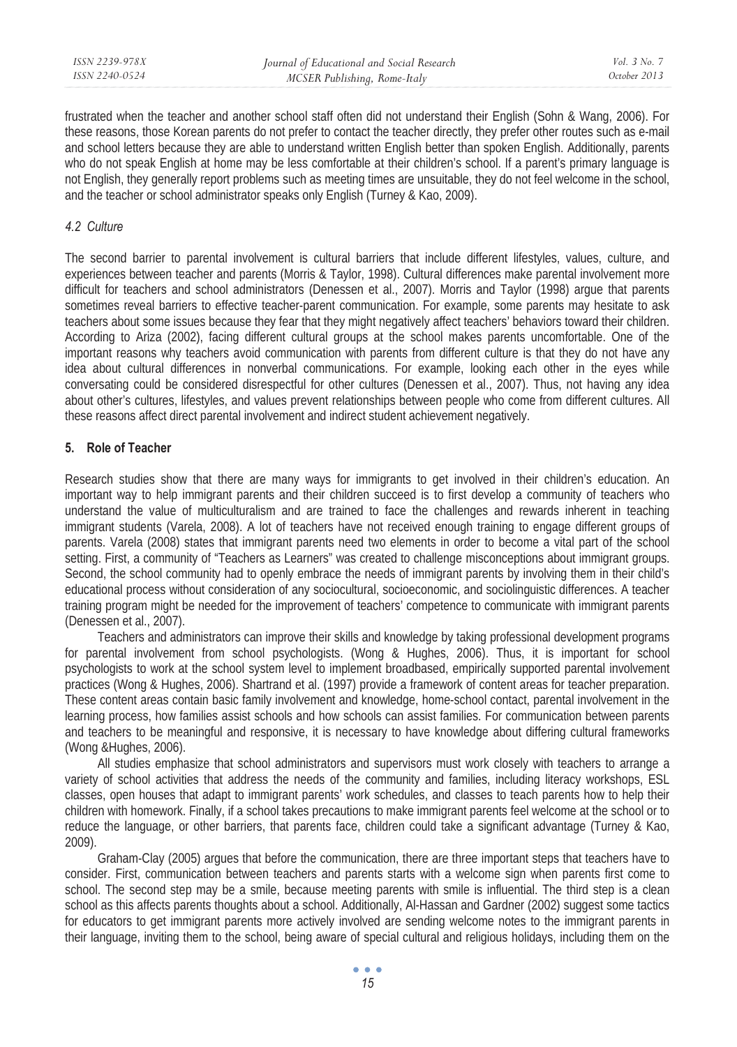frustrated when the teacher and another school staff often did not understand their English (Sohn & Wang, 2006). For these reasons, those Korean parents do not prefer to contact the teacher directly, they prefer other routes such as e-mail and school letters because they are able to understand written English better than spoken English. Additionally, parents who do not speak English at home may be less comfortable at their children's school. If a parent's primary language is not English, they generally report problems such as meeting times are unsuitable, they do not feel welcome in the school, and the teacher or school administrator speaks only English (Turney & Kao, 2009).

### *4.2 Culture*

The second barrier to parental involvement is cultural barriers that include different lifestyles, values, culture, and experiences between teacher and parents (Morris & Taylor, 1998). Cultural differences make parental involvement more difficult for teachers and school administrators (Denessen et al., 2007). Morris and Taylor (1998) argue that parents sometimes reveal barriers to effective teacher-parent communication. For example, some parents may hesitate to ask teachers about some issues because they fear that they might negatively affect teachers' behaviors toward their children. According to Ariza (2002), facing different cultural groups at the school makes parents uncomfortable. One of the important reasons why teachers avoid communication with parents from different culture is that they do not have any idea about cultural differences in nonverbal communications. For example, looking each other in the eyes while conversating could be considered disrespectful for other cultures (Denessen et al., 2007). Thus, not having any idea about other's cultures, lifestyles, and values prevent relationships between people who come from different cultures. All these reasons affect direct parental involvement and indirect student achievement negatively.

## 5. Role of Teacher

Research studies show that there are many ways for immigrants to get involved in their children's education. An important way to help immigrant parents and their children succeed is to first develop a community of teachers who understand the value of multiculturalism and are trained to face the challenges and rewards inherent in teaching immigrant students (Varela, 2008). A lot of teachers have not received enough training to engage different groups of parents. Varela (2008) states that immigrant parents need two elements in order to become a vital part of the school setting. First, a community of "Teachers as Learners" was created to challenge misconceptions about immigrant groups. Second, the school community had to openly embrace the needs of immigrant parents by involving them in their child's educational process without consideration of any sociocultural, socioeconomic, and sociolinguistic differences. A teacher training program might be needed for the improvement of teachers' competence to communicate with immigrant parents (Denessen et al., 2007).

Teachers and administrators can improve their skills and knowledge by taking professional development programs for parental involvement from school psychologists. (Wong & Hughes, 2006). Thus, it is important for school psychologists to work at the school system level to implement broadbased, empirically supported parental involvement practices (Wong & Hughes, 2006). Shartrand et al. (1997) provide a framework of content areas for teacher preparation. These content areas contain basic family involvement and knowledge, home-school contact, parental involvement in the learning process, how families assist schools and how schools can assist families. For communication between parents and teachers to be meaningful and responsive, it is necessary to have knowledge about differing cultural frameworks (Wong &Hughes, 2006).

All studies emphasize that school administrators and supervisors must work closely with teachers to arrange a variety of school activities that address the needs of the community and families, including literacy workshops, ESL classes, open houses that adapt to immigrant parents' work schedules, and classes to teach parents how to help their children with homework. Finally, if a school takes precautions to make immigrant parents feel welcome at the school or to reduce the language, or other barriers, that parents face, children could take a significant advantage (Turney & Kao, 2009).

Graham-Clay (2005) argues that before the communication, there are three important steps that teachers have to consider. First, communication between teachers and parents starts with a welcome sign when parents first come to school. The second step may be a smile, because meeting parents with smile is influential. The third step is a clean school as this affects parents thoughts about a school. Additionally, Al-Hassan and Gardner (2002) suggest some tactics for educators to get immigrant parents more actively involved are sending welcome notes to the immigrant parents in their language, inviting them to the school, being aware of special cultural and religious holidays, including them on the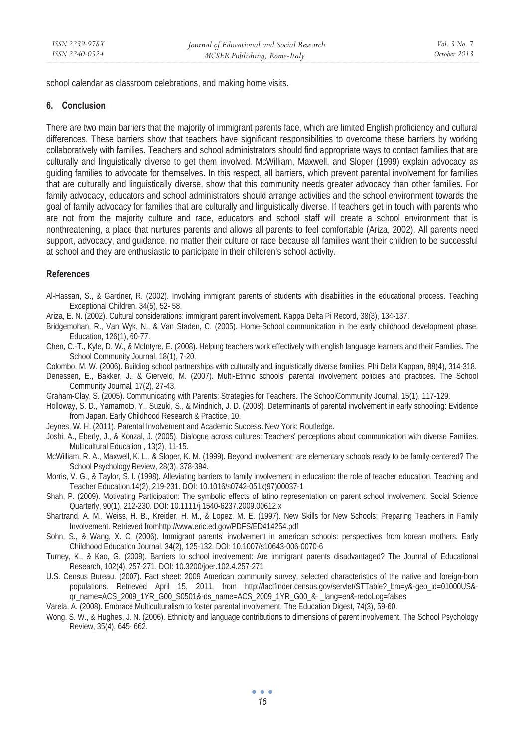school calendar as classroom celebrations, and making home visits.

## 6. Conclusion

There are two main barriers that the majority of immigrant parents face, which are limited English proficiency and cultural differences. These barriers show that teachers have significant responsibilities to overcome these barriers by working collaboratively with families. Teachers and school administrators should find appropriate ways to contact families that are culturally and linguistically diverse to get them involved. McWilliam, Maxwell, and Sloper (1999) explain advocacy as guiding families to advocate for themselves. In this respect, all barriers, which prevent parental involvement for families that are culturally and linguistically diverse, show that this community needs greater advocacy than other families. For family advocacy, educators and school administrators should arrange activities and the school environment towards the goal of family advocacy for families that are culturally and linguistically diverse. If teachers get in touch with parents who are not from the majority culture and race, educators and school staff will create a school environment that is nonthreatening, a place that nurtures parents and allows all parents to feel comfortable (Ariza, 2002). All parents need support, advocacy, and guidance, no matter their culture or race because all families want their children to be successful at school and they are enthusiastic to participate in their children's school activity.

## References

Al-Hassan, S., & Gardner, R. (2002). Involving immigrant parents of students with disabilities in the educational process. Teaching Exceptional Children, 34(5), 52- 58.

Ariza, E. N. (2002). Cultural considerations: immigrant parent involvement. Kappa Delta Pi Record, 38(3), 134-137.

Bridgemohan, R., Van Wyk, N., & Van Staden, C. (2005). Home-School communication in the early childhood development phase. Education, 126(1), 60-77.

Chen, C.-T., Kyle, D. W., & McIntyre, E. (2008). Helping teachers work effectively with english language learners and their Families. The School Community Journal, 18(1), 7-20.

Colombo, M. W. (2006). Building school partnerships with culturally and linguistically diverse families. Phi Delta Kappan, 88(4), 314-318.

Denessen, E., Bakker, J., & Gierveld, M. (2007). Multi-Ethnic schools' parental involvement policies and practices. The School Community Journal, 17(2), 27-43.

Graham-Clay, S. (2005). Communicating with Parents: Strategies for Teachers. The SchoolCommunity Journal, 15(1), 117-129.

Holloway, S. D., Yamamoto, Y., Suzuki, S., & Mindnich, J. D. (2008). Determinants of parental involvement in early schooling: Evidence from Japan. Early Childhood Research & Practice, 10.

Jeynes, W. H. (2011). Parental Involvement and Academic Success. New York: Routledge.

Joshi, A., Eberly, J., & Konzal, J. (2005). Dialogue across cultures: Teachers' perceptions about communication with diverse Families. Multicultural Education , 13(2), 11-15.

McWilliam, R. A., Maxwell, K. L., & Sloper, K. M. (1999). Beyond involvement: are elementary schools ready to be family-centered? The School Psychology Review, 28(3), 378-394.

Morris, V. G., & Taylor, S. I. (1998). Alleviating barriers to family involvement in education: the role of teacher education. Teaching and Teacher Education,14(2), 219-231. DOI: 10.1016/s0742-051x(97)00037-1

Shah, P. (2009). Motivating Participation: The symbolic effects of latino representation on parent school involvement. Social Science Quarterly, 90(1), 212-230. DOI: 10.1111/j.1540-6237.2009.00612.x

Shartrand, A. M., Weiss, H. B., Kreider, H. M., & Lopez, M. E. (1997). New Skills for New Schools: Preparing Teachers in Family Involvement. Retrieved fromhttp://www.eric.ed.gov/PDFS/ED414254.pdf

Sohn, S., & Wang, X. C. (2006). Immigrant parents' involvement in american schools: perspectives from korean mothers. Early Childhood Education Journal, 34(2), 125-132. DOI: 10.1007/s10643-006-0070-6

Turney, K., & Kao, G. (2009). Barriers to school involvement: Are immigrant parents disadvantaged? The Journal of Educational Research, 102(4), 257-271. DOI: 10.3200/joer.102.4.257-271

U.S. Census Bureau. (2007). Fact sheet: 2009 American community survey, selected characteristics of the native and foreign-born populations. Retrieved April 15, 2011, from http://factfinder.census.gov/servlet/STTable?_bm=y&-geo_id=01000US&-qr_name=ACS_2009_1YR_G00_S0501&-ds_name=ACS_2009_1YR_G00_&- _lang=en&-redoLog=falses

Varela, A. (2008). Embrace Multiculturalism to foster parental involvement. The Education Digest, 74(3), 59-60.

Wong, S. W., & Hughes, J. N. (2006). Ethnicity and language contributions to dimensions of parent involvement. The School Psychology Review, 35(4), 645- 662.